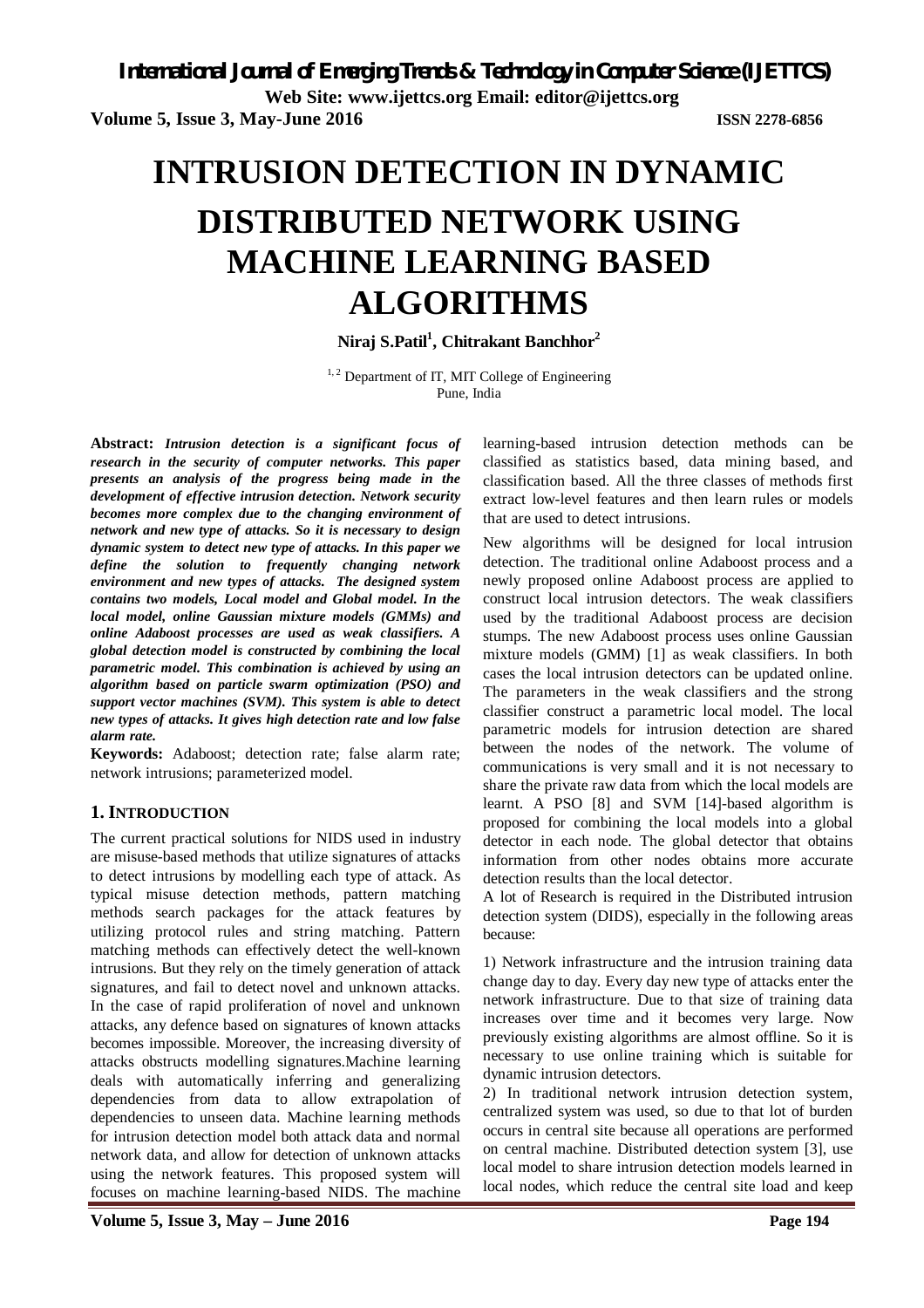# INTRUSION DETECTION IN DYNAMIC DISTRIBUTED NETWORK USING MACHINE LEARNING BASED ALGORITHMS

**Niraj S.Patil[1], Chitrakant Banchhor[2]**

[1, 2] Department of IT, MIT College of Engineering
Pune, India

**Abstract:** ***Intrusion detection is a significant focus of research in the security of computer networks. This paper presents an analysis of the progress being made in the development of effective intrusion detection. Network security becomes more complex due to the changing environment of network and new type of attacks. So it is necessary to design dynamic system to detect new type of attacks. In this paper we define the solution to frequently changing network environment and new types of attacks. The designed system contains two models, Local model and Global model. In the local model, online Gaussian mixture models (GMMs) and online Adaboost processes are used as weak classifiers. A global detection model is constructed by combining the local parametric model. This combination is achieved by using an algorithm based on particle swarm optimization (PSO) and support vector machines (SVM). This system is able to detect new types of attacks. It gives high detection rate and low false alarm rate.***

**Keywords:** Adaboost; detection rate; false alarm rate; network intrusions; parameterized model.

## 1. INTRODUCTION

The current practical solutions for NIDS used in industry are misuse-based methods that utilize signatures of attacks to detect intrusions by modelling each type of attack. As typical misuse detection methods, pattern matching methods search packages for the attack features by utilizing protocol rules and string matching. Pattern matching methods can effectively detect the well-known intrusions. But they rely on the timely generation of attack signatures, and fail to detect novel and unknown attacks. In the case of rapid proliferation of novel and unknown attacks, any defence based on signatures of known attacks becomes impossible. Moreover, the increasing diversity of attacks obstructs modelling signatures.Machine learning deals with automatically inferring and generalizing dependencies from data to allow extrapolation of dependencies to unseen data. Machine learning methods for intrusion detection model both attack data and normal network data, and allow for detection of unknown attacks using the network features. This proposed system will focuses on machine learning-based NIDS. The machine learning-based intrusion detection methods can be classified as statistics based, data mining based, and classification based. All the three classes of methods first extract low-level features and then learn rules or models that are used to detect intrusions.

New algorithms will be designed for local intrusion detection. The traditional online Adaboost process and a newly proposed online Adaboost process are applied to construct local intrusion detectors. The weak classifiers used by the traditional Adaboost process are decision stumps. The new Adaboost process uses online Gaussian mixture models (GMM) [1] as weak classifiers. In both cases the local intrusion detectors can be updated online. The parameters in the weak classifiers and the strong classifier construct a parametric local model. The local parametric models for intrusion detection are shared between the nodes of the network. The volume of communications is very small and it is not necessary to share the private raw data from which the local models are learnt. A PSO [8] and SVM [14]-based algorithm is proposed for combining the local models into a global detector in each node. The global detector that obtains information from other nodes obtains more accurate detection results than the local detector.

A lot of Research is required in the Distributed intrusion detection system (DIDS), especially in the following areas because:

1) Network infrastructure and the intrusion training data change day to day. Every day new type of attacks enter the network infrastructure. Due to that size of training data increases over time and it becomes very large. Now previously existing algorithms are almost offline. So it is necessary to use online training which is suitable for dynamic intrusion detectors.

2) In traditional network intrusion detection system, centralized system was used, so due to that lot of burden occurs in central site because all operations are performed on central machine. Distributed detection system [3], use local model to share intrusion detection models learned in local nodes, which reduce the central site load and keep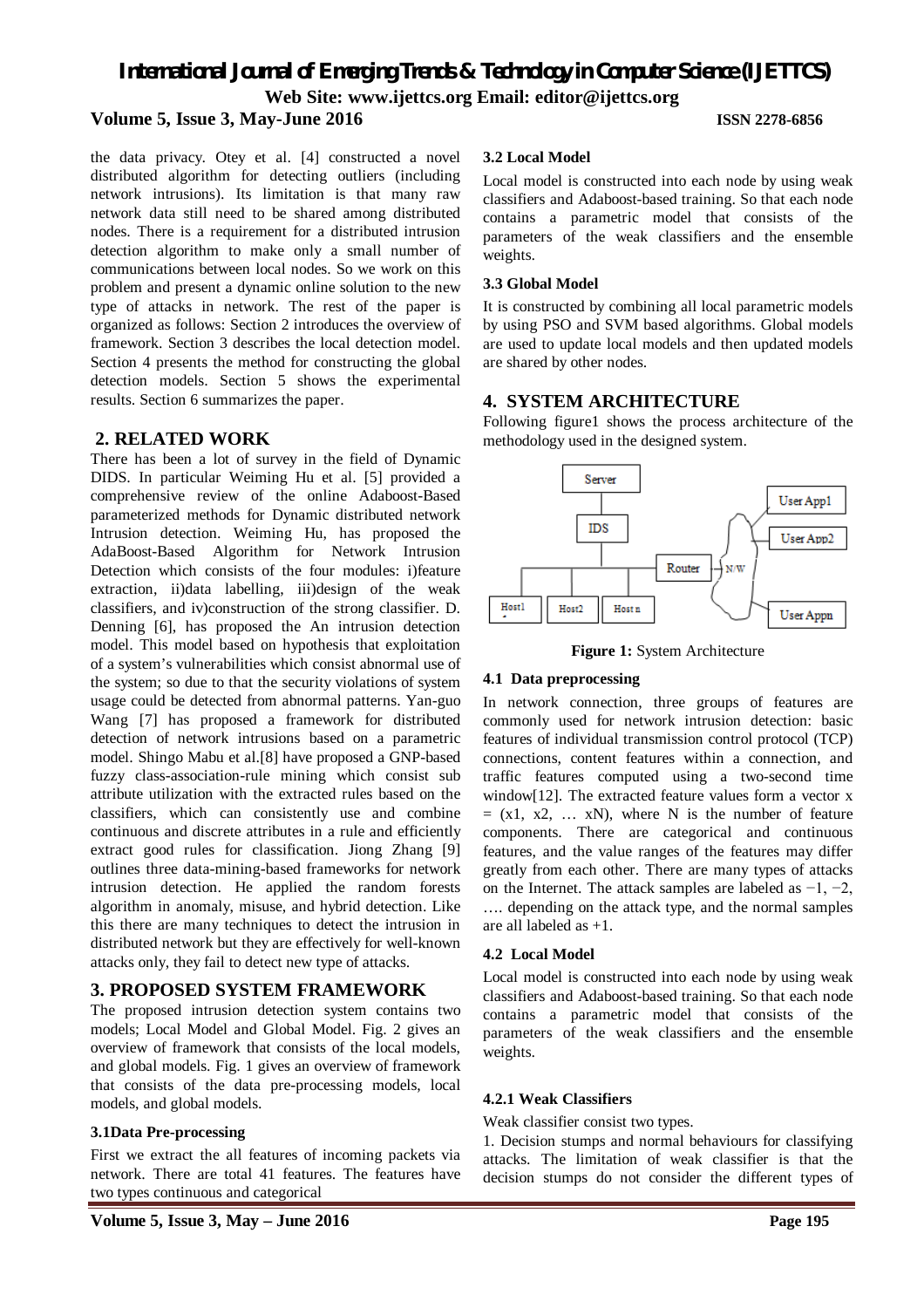the data privacy. Otey et al. [4] constructed a novel distributed algorithm for detecting outliers (including network intrusions). Its limitation is that many raw network data still need to be shared among distributed nodes. There is a requirement for a distributed intrusion detection algorithm to make only a small number of communications between local nodes. So we work on this problem and present a dynamic online solution to the new type of attacks in network. The rest of the paper is organized as follows: Section 2 introduces the overview of framework. Section 3 describes the local detection model. Section 4 presents the method for constructing the global detection models. Section 5 shows the experimental results. Section 6 summarizes the paper.

## 2. RELATED WORK

There has been a lot of survey in the field of Dynamic DIDS. In particular Weiming Hu et al. [5] provided a comprehensive review of the online Adaboost-Based parameterized methods for Dynamic distributed network Intrusion detection. Weiming Hu, has proposed the AdaBoost-Based Algorithm for Network Intrusion Detection which consists of the four modules: i)feature extraction, ii)data labelling, iii)design of the weak classifiers, and iv)construction of the strong classifier. D. Denning [6], has proposed the An intrusion detection model. This model based on hypothesis that exploitation of a system's vulnerabilities which consist abnormal use of the system; so due to that the security violations of system usage could be detected from abnormal patterns. Yan-guo Wang [7] has proposed a framework for distributed detection of network intrusions based on a parametric model. Shingo Mabu et al.[8] have proposed a GNP-based fuzzy class-association-rule mining which consist sub attribute utilization with the extracted rules based on the classifiers, which can consistently use and combine continuous and discrete attributes in a rule and efficiently extract good rules for classification. Jiong Zhang [9] outlines three data-mining-based frameworks for network intrusion detection. He applied the random forests algorithm in anomaly, misuse, and hybrid detection. Like this there are many techniques to detect the intrusion in distributed network but they are effectively for well-known attacks only, they fail to detect new type of attacks.

## 3. PROPOSED SYSTEM FRAMEWORK

The proposed intrusion detection system contains two models; Local Model and Global Model. Fig. 2 gives an overview of framework that consists of the local models, and global models. Fig. 1 gives an overview of framework that consists of the data pre-processing models, local models, and global models.

### 3.1Data Pre-processing

First we extract the all features of incoming packets via network. There are total 41 features. The features have two types continuous and categorical

### 3.2 Local Model

Local model is constructed into each node by using weak classifiers and Adaboost-based training. So that each node contains a parametric model that consists of the parameters of the weak classifiers and the ensemble weights.

### 3.3 Global Model

It is constructed by combining all local parametric models by using PSO and SVM based algorithms. Global models are used to update local models and then updated models are shared by other nodes.

## 4. SYSTEM ARCHITECTURE

Following figure1 shows the process architecture of the methodology used in the designed system.

**Figure 1:** System Architecture

### 4.1 Data preprocessing

In network connection, three groups of features are commonly used for network intrusion detection: basic features of individual transmission control protocol (TCP) connections, content features within a connection, and traffic features computed using a two-second time window[12]. The extracted feature values form a vector $x = (x1, x2, \ldots xN)$, where N is the number of feature components. There are categorical and continuous features, and the value ranges of the features may differ greatly from each other. There are many types of attacks on the Internet. The attack samples are labeled as $-1$, $-2$, …. depending on the attack type, and the normal samples are all labeled as $+1$.

### 4.2 Local Model

Local model is constructed into each node by using weak classifiers and Adaboost-based training. So that each node contains a parametric model that consists of the parameters of the weak classifiers and the ensemble weights.

#### 4.2.1 Weak Classifiers

Weak classifier consist two types.

1. Decision stumps and normal behaviours for classifying attacks. The limitation of weak classifier is that the decision stumps do not consider the different types of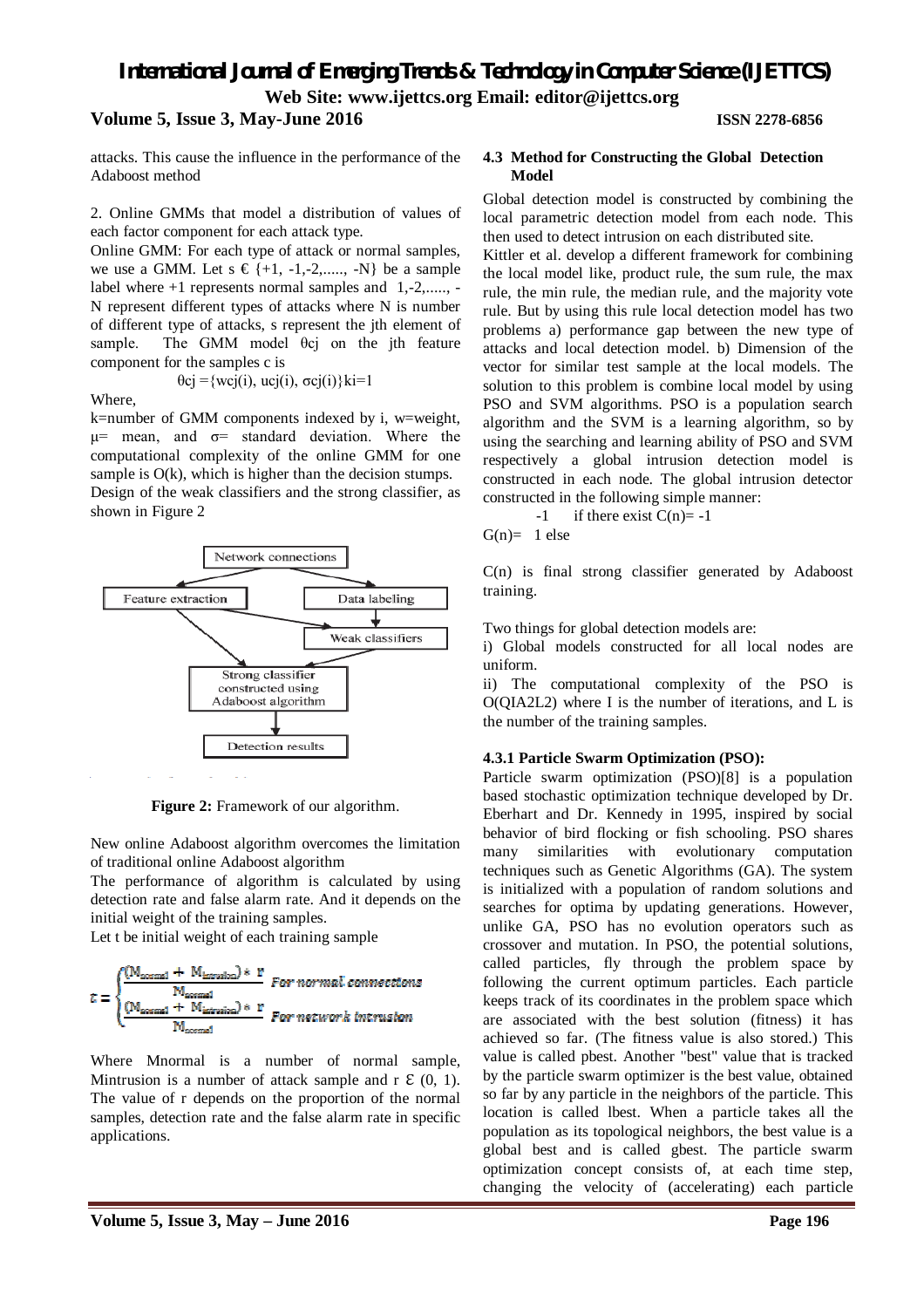attacks. This cause the influence in the performance of the Adaboost method

2. Online GMMs that model a distribution of values of each factor component for each attack type.

Online GMM: For each type of attack or normal samples, we use a GMM. Let $s \in \{+1, -1,-2,....., -N\}$ be a sample label where +1 represents normal samples and 1,-2,....., -N represent different types of attacks where N is number of different type of attacks, s represent the jth element of sample. The GMM model $\theta cj$ on the jth feature component for the samples c is

$$\theta cj = \{wcj(i), ucj(i), \sigma cj(i)\}ki=1$$

Where,

k=number of GMM components indexed by i, w=weight, μ= mean, and σ= standard deviation. Where the computational complexity of the online GMM for one sample is O(k), which is higher than the decision stumps.

Design of the weak classifiers and the strong classifier, as shown in Figure 2

Network connections → Feature extraction; Network connections → Data labeling → Weak classifiers; Feature extraction → Weak classifiers → Strong classifier constructed using Adaboost algorithm → Detection results

**Figure 2:** Framework of our algorithm.

New online Adaboost algorithm overcomes the limitation of traditional online Adaboost algorithm

The performance of algorithm is calculated by using detection rate and false alarm rate. And it depends on the initial weight of the training samples.

Let t be initial weight of each training sample

$$t = \begin{cases} \frac{(M_{normal} + M_{intrusion}) * r}{M_{normal}} & \text{For normal connections} \\ \frac{(M_{normal} + M_{intrusion}) * r}{M_{normal}} & \text{For network intrusion} \end{cases}$$

Where Mnormal is a number of normal sample, Mintrusion is a number of attack sample and $r \in (0, 1)$. The value of r depends on the proportion of the normal samples, detection rate and the false alarm rate in specific applications.

### 4.3 Method for Constructing the Global Detection Model

Global detection model is constructed by combining the local parametric detection model from each node. This then used to detect intrusion on each distributed site.

Kittler et al. develop a different framework for combining the local model like, product rule, the sum rule, the max rule, the min rule, the median rule, and the majority vote rule. But by using this rule local detection model has two problems a) performance gap between the new type of attacks and local detection model. b) Dimension of the vector for similar test sample at the local models. The solution to this problem is combine local model by using PSO and SVM algorithms. PSO is a population search algorithm and the SVM is a learning algorithm, so by using the searching and learning ability of PSO and SVM respectively a global intrusion detection model is constructed in each node. The global intrusion detector constructed in the following simple manner:

$$G(n) = \begin{cases} -1 & \text{if there exist } C(n) = -1 \\ 1 & \text{else} \end{cases}$$

C(n) is final strong classifier generated by Adaboost training.

Two things for global detection models are:

i) Global models constructed for all local nodes are uniform.

ii) The computational complexity of the PSO is O(QIA2L2) where I is the number of iterations, and L is the number of the training samples.

#### 4.3.1 Particle Swarm Optimization (PSO):

Particle swarm optimization (PSO)[8] is a population based stochastic optimization technique developed by Dr. Eberhart and Dr. Kennedy in 1995, inspired by social behavior of bird flocking or fish schooling. PSO shares many similarities with evolutionary computation techniques such as Genetic Algorithms (GA). The system is initialized with a population of random solutions and searches for optima by updating generations. However, unlike GA, PSO has no evolution operators such as crossover and mutation. In PSO, the potential solutions, called particles, fly through the problem space by following the current optimum particles. Each particle keeps track of its coordinates in the problem space which are associated with the best solution (fitness) it has achieved so far. (The fitness value is also stored.) This value is called pbest. Another "best" value that is tracked by the particle swarm optimizer is the best value, obtained so far by any particle in the neighbors of the particle. This location is called lbest. When a particle takes all the population as its topological neighbors, the best value is a global best and is called gbest. The particle swarm optimization concept consists of, at each time step, changing the velocity of (accelerating) each particle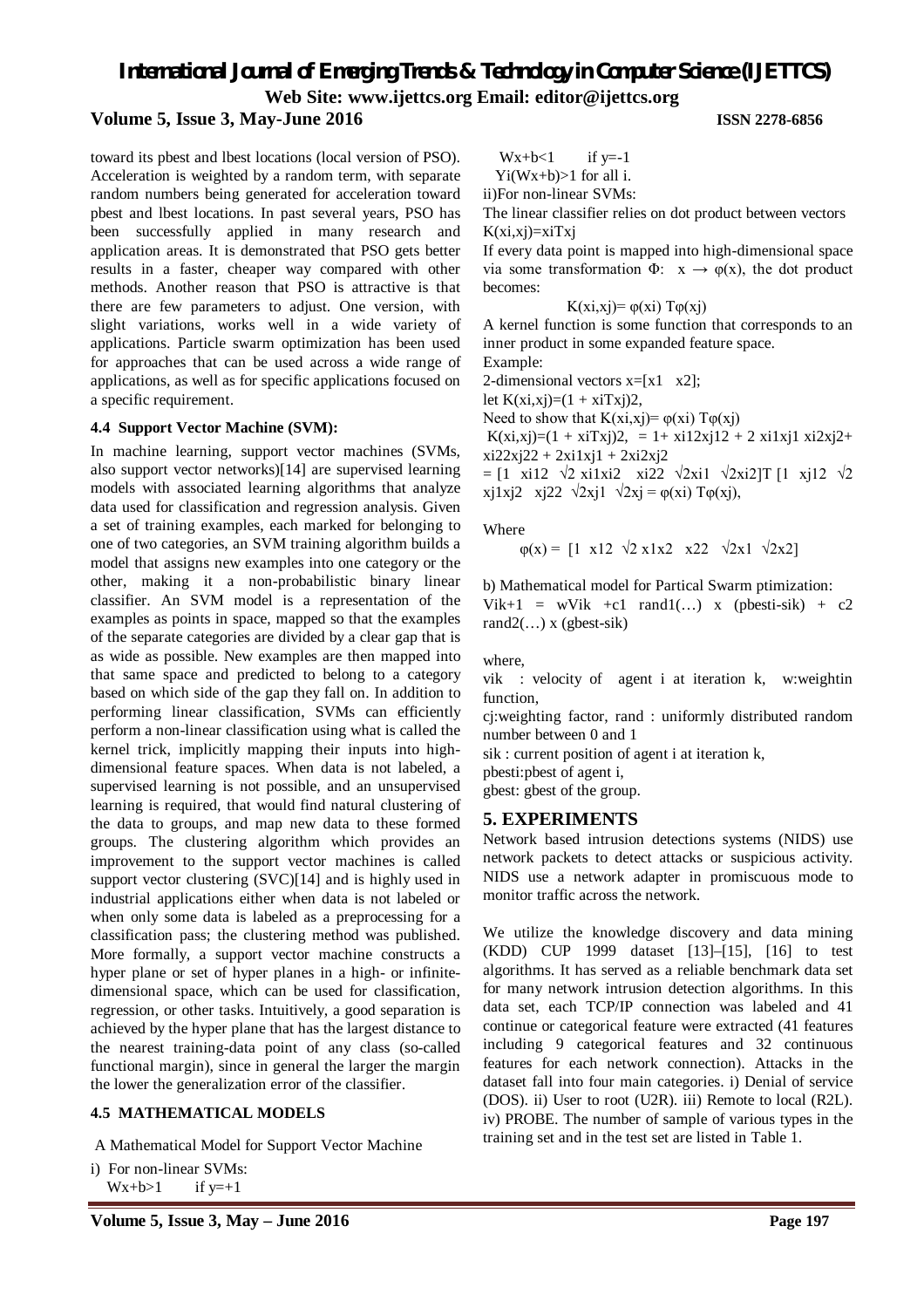toward its pbest and lbest locations (local version of PSO). Acceleration is weighted by a random term, with separate random numbers being generated for acceleration toward pbest and lbest locations. In past several years, PSO has been successfully applied in many research and application areas. It is demonstrated that PSO gets better results in a faster, cheaper way compared with other methods. Another reason that PSO is attractive is that there are few parameters to adjust. One version, with slight variations, works well in a wide variety of applications. Particle swarm optimization has been used for approaches that can be used across a wide range of applications, as well as for specific applications focused on a specific requirement.

### 4.4 Support Vector Machine (SVM):

In machine learning, support vector machines (SVMs, also support vector networks)[14] are supervised learning models with associated learning algorithms that analyze data used for classification and regression analysis. Given a set of training examples, each marked for belonging to one of two categories, an SVM training algorithm builds a model that assigns new examples into one category or the other, making it a non-probabilistic binary linear classifier. An SVM model is a representation of the examples as points in space, mapped so that the examples of the separate categories are divided by a clear gap that is as wide as possible. New examples are then mapped into that same space and predicted to belong to a category based on which side of the gap they fall on. In addition to performing linear classification, SVMs can efficiently perform a non-linear classification using what is called the kernel trick, implicitly mapping their inputs into high-dimensional feature spaces. When data is not labeled, a supervised learning is not possible, and an unsupervised learning is required, that would find natural clustering of the data to groups, and map new data to these formed groups. The clustering algorithm which provides an improvement to the support vector machines is called support vector clustering (SVC)[14] and is highly used in industrial applications either when data is not labeled or when only some data is labeled as a preprocessing for a classification pass; the clustering method was published. More formally, a support vector machine constructs a hyper plane or set of hyper planes in a high- or infinite-dimensional space, which can be used for classification, regression, or other tasks. Intuitively, a good separation is achieved by the hyper plane that has the largest distance to the nearest training-data point of any class (so-called functional margin), since in general the larger the margin the lower the generalization error of the classifier.

### 4.5 MATHEMATICAL MODELS

A Mathematical Model for Support Vector Machine

i) For non-linear SVMs:

$Wx+b>1$ if $y=+1$

$Wx+b<1$ if $y=-1$

$Y_i(Wx+b)>1$ for all i.

ii)For non-linear SVMs:

The linear classifier relies on dot product between vectors $K(x_i,x_j)=x_i^T x_j$

If every data point is mapped into high-dimensional space via some transformation $\Phi$: $x \rightarrow \varphi(x)$, the dot product becomes:

$$K(x_i,x_j)= \varphi(x_i)^T \varphi(x_j)$$

A kernel function is some function that corresponds to an inner product in some expanded feature space.

Example:

2-dimensional vectors $x=[x_1 \ \ x_2]$;

let $K(x_i,x_j)=(1 + x_i^T x_j)^2$,

Need to show that $K(x_i,x_j)= \varphi(x_i)^T \varphi(x_j)$

$K(x_i,x_j)=(1 + x_i^T x_j)^2, = 1+ x_{i1}^2 x_{j1}^2 + 2 x_{i1}x_{j1} x_{i2}x_{j2}+ x_{i2}^2 x_{j2}^2 + 2x_{i1}x_{j1} + 2x_{i2}x_{j2}$

$= [1 \ \ x_{i1}^2 \ \ \sqrt{2}\, x_{i1}x_{i2} \ \ x_{i2}^2 \ \ \sqrt{2}x_{i1} \ \ \sqrt{2}x_{i2}]^T [1 \ \ x_{j1}^2 \ \ \sqrt{2}\, x_{j1}x_{j2} \ \ x_{j2}^2 \ \ \sqrt{2}x_{j1} \ \ \sqrt{2}x_{j}] = \varphi(x_i)^T \varphi(x_j)$,

Where

$$\varphi(x) = [1 \ \ x_1^2 \ \ \sqrt{2}\, x_1x_2 \ \ x_2^2 \ \ \sqrt{2}x_1 \ \ \sqrt{2}x_2]$$

b) Mathematical model for Partical Swarm ptimization:

$V_i^{k+1} = wV_i^k + c_1 \, rand_1(\ldots) \times (pbest_i - s_i^k) + c_2 \, rand_2(\ldots) \times (gbest - s_i^k)$

where,

$v_i^k$ : velocity of agent i at iteration k, w:weightin function,

$c_j$:weighting factor, rand : uniformly distributed random number between 0 and 1

$s_i^k$ : current position of agent i at iteration k,

$pbest_i$:pbest of agent i,

gbest: gbest of the group.

## 5. EXPERIMENTS

Network based intrusion detections systems (NIDS) use network packets to detect attacks or suspicious activity. NIDS use a network adapter in promiscuous mode to monitor traffic across the network.

We utilize the knowledge discovery and data mining (KDD) CUP 1999 dataset [13]–[15], [16] to test algorithms. It has served as a reliable benchmark data set for many network intrusion detection algorithms. In this data set, each TCP/IP connection was labeled and 41 continue or categorical feature were extracted (41 features including 9 categorical features and 32 continuous features for each network connection). Attacks in the dataset fall into four main categories. i) Denial of service (DOS). ii) User to root (U2R). iii) Remote to local (R2L). iv) PROBE. The number of sample of various types in the training set and in the test set are listed in Table 1.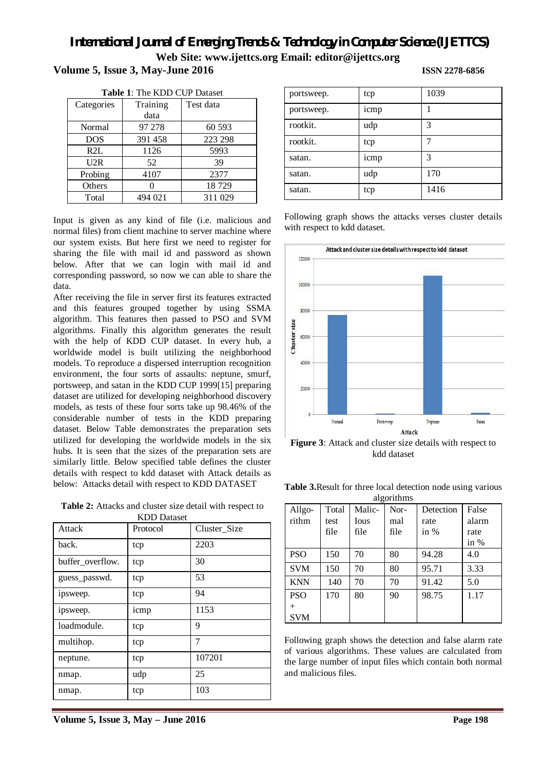**Table 1**: The KDD CUP Dataset

| Categories | Training data | Test data |
|---|---|---|
| Normal | 97 278 | 60 593 |
| DOS | 391 458 | 223 298 |
| R2L | 1126 | 5993 |
| U2R | 52 | 39 |
| Probing | 4107 | 2377 |
| Others | 0 | 18 729 |
| Total | 494 021 | 311 029 |

Input is given as any kind of file (i.e. malicious and normal files) from client machine to server machine where our system exists. But here first we need to register for sharing the file with mail id and password as shown below. After that we can login with mail id and corresponding password, so now we can able to share the data.

After receiving the file in server first its features extracted and this features grouped together by using SSMA algorithm. This features then passed to PSO and SVM algorithms. Finally this algorithm generates the result with the help of KDD CUP dataset. In every hub, a worldwide model is built utilizing the neighborhood models. To reproduce a dispersed interruption recognition environment, the four sorts of assaults: neptune, smurf, portsweep, and satan in the KDD CUP 1999[15] preparing dataset are utilized for developing neighborhood discovery models, as tests of these four sorts take up 98.46% of the considerable number of tests in the KDD preparing dataset. Below Table demonstrates the preparation sets utilized for developing the worldwide models in the six hubs. It is seen that the sizes of the preparation sets are similarly little. Below specified table defines the cluster details with respect to kdd dataset with Attack details as below: Attacks detail with respect to KDD DATASET

**Table 2:** Attacks and cluster size detail with respect to KDD Dataset

| Attack | Protocol | Cluster_Size |
|---|---|---|
| back. | tcp | 2203 |
| buffer_overflow. | tcp | 30 |
| guess_passwd. | tcp | 53 |
| ipsweep. | tcp | 94 |
| ipsweep. | icmp | 1153 |
| loadmodule. | tcp | 9 |
| multihop. | tcp | 7 |
| neptune. | tcp | 107201 |
| nmap. | udp | 25 |
| nmap. | tcp | 103 |
| portsweep. | tcp | 1039 |
| portsweep. | icmp | 1 |
| rootkit. | udp | 3 |
| rootkit. | tcp | 7 |
| satan. | icmp | 3 |
| satan. | udp | 170 |
| satan. | tcp | 1416 |

Following graph shows the attacks verses cluster details with respect to kdd dataset.

**Figure 3**: Attack and cluster size details with respect to kdd dataset

**Table 3.** Result for three local detection node using various algorithms

| Allgo-rithm | Total test file | Malic-Ious file | Nor-mal file | Detection rate in % | False alarm rate in % |
|---|---|---|---|---|---|
| PSO | 150 | 70 | 80 | 94.28 | 4.0 |
| SVM | 150 | 70 | 80 | 95.71 | 3.33 |
| KNN | 140 | 70 | 70 | 91.42 | 5.0 |
| PSO + SVM | 170 | 80 | 90 | 98.75 | 1.17 |

Following graph shows the detection and false alarm rate of various algorithms. These values are calculated from the large number of input files which contain both normal and malicious files.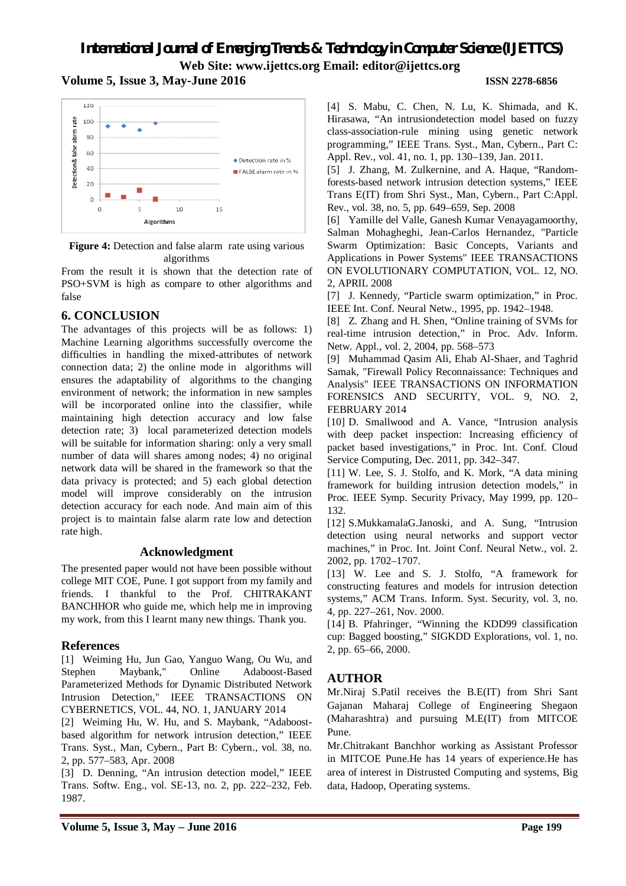120
100
80
60
40
20
0
0 5 10 15

Detection& false alarm rate

Algorithms

Detection rate in %

FALSE alarm rate in %

**Figure 4:** Detection and false alarm rate using various algorithms

From the result it is shown that the detection rate of PSO+SVM is high as compare to other algorithms and false

## 6. CONCLUSION

The advantages of this projects will be as follows: 1) Machine Learning algorithms successfully overcome the difficulties in handling the mixed-attributes of network connection data; 2) the online mode in algorithms will ensures the adaptability of algorithms to the changing environment of network; the information in new samples will be incorporated online into the classifier, while maintaining high detection accuracy and low false detection rate; 3) local parameterized detection models will be suitable for information sharing: only a very small number of data will shares among nodes; 4) no original network data will be shared in the framework so that the data privacy is protected; and 5) each global detection model will improve considerably on the intrusion detection accuracy for each node. And main aim of this project is to maintain false alarm rate low and detection rate high.

### Acknowledgment

The presented paper would not have been possible without college MIT COE, Pune. I got support from my family and friends. I thankful to the Prof. CHITRAKANT BANCHHOR who guide me, which help me in improving my work, from this I learnt many new things. Thank you.

## References

[1] Weiming Hu, Jun Gao, Yanguo Wang, Ou Wu, and Stephen Maybank," Online Adaboost-Based Parameterized Methods for Dynamic Distributed Network Intrusion Detection," IEEE TRANSACTIONS ON CYBERNETICS, VOL. 44, NO. 1, JANUARY 2014

[2] Weiming Hu, W. Hu, and S. Maybank, "Adaboost-based algorithm for network intrusion detection," IEEE Trans. Syst., Man, Cybern., Part B: Cybern., vol. 38, no. 2, pp. 577–583, Apr. 2008

[3] D. Denning, "An intrusion detection model," IEEE Trans. Softw. Eng., vol. SE-13, no. 2, pp. 222–232, Feb. 1987.

[4] S. Mabu, C. Chen, N. Lu, K. Shimada, and K. Hirasawa, "An intrusiondetection model based on fuzzy class-association-rule mining using genetic network programming," IEEE Trans. Syst., Man, Cybern., Part C: Appl. Rev., vol. 41, no. 1, pp. 130–139, Jan. 2011.

[5] J. Zhang, M. Zulkernine, and A. Haque, "Random-forests-based network intrusion detection systems," IEEE Trans E(IT) from Shri Syst., Man, Cybern., Part C:Appl. Rev., vol. 38, no. 5, pp. 649–659, Sep. 2008

[6] Yamille del Valle, Ganesh Kumar Venayagamoorthy, Salman Mohagheghi, Jean-Carlos Hernandez, "Particle Swarm Optimization: Basic Concepts, Variants and Applications in Power Systems" IEEE TRANSACTIONS ON EVOLUTIONARY COMPUTATION, VOL. 12, NO. 2, APRIL 2008

[7] J. Kennedy, "Particle swarm optimization," in Proc. IEEE Int. Conf. Neural Netw., 1995, pp. 1942–1948.

[8] Z. Zhang and H. Shen, "Online training of SVMs for real-time intrusion detection," in Proc. Adv. Inform. Netw. Appl., vol. 2, 2004, pp. 568–573

[9] Muhammad Qasim Ali, Ehab Al-Shaer, and Taghrid Samak, "Firewall Policy Reconnaissance: Techniques and Analysis" IEEE TRANSACTIONS ON INFORMATION FORENSICS AND SECURITY, VOL. 9, NO. 2, FEBRUARY 2014

[10] D. Smallwood and A. Vance, "Intrusion analysis with deep packet inspection: Increasing efficiency of packet based investigations," in Proc. Int. Conf. Cloud Service Computing, Dec. 2011, pp. 342–347.

[11] W. Lee, S. J. Stolfo, and K. Mork, "A data mining framework for building intrusion detection models," in Proc. IEEE Symp. Security Privacy, May 1999, pp. 120–132.

[12] S.MukkamalaG.Janoski, and A. Sung, "Intrusion detection using neural networks and support vector machines," in Proc. Int. Joint Conf. Neural Netw., vol. 2. 2002, pp. 1702–1707.

[13] W. Lee and S. J. Stolfo, "A framework for constructing features and models for intrusion detection systems," ACM Trans. Inform. Syst. Security, vol. 3, no. 4, pp. 227–261, Nov. 2000.

[14] B. Pfahringer, "Winning the KDD99 classification cup: Bagged boosting," SIGKDD Explorations, vol. 1, no. 2, pp. 65–66, 2000.

## AUTHOR

Mr.Niraj S.Patil receives the B.E(IT) from Shri Sant Gajanan Maharaj College of Engineering Shegaon (Maharashtra) and pursuing M.E(IT) from MITCOE Pune.

Mr.Chitrakant Banchhor working as Assistant Professor in MITCOE Pune.He has 14 years of experience.He has area of interest in Distrusted Computing and systems, Big data, Hadoop, Operating systems.